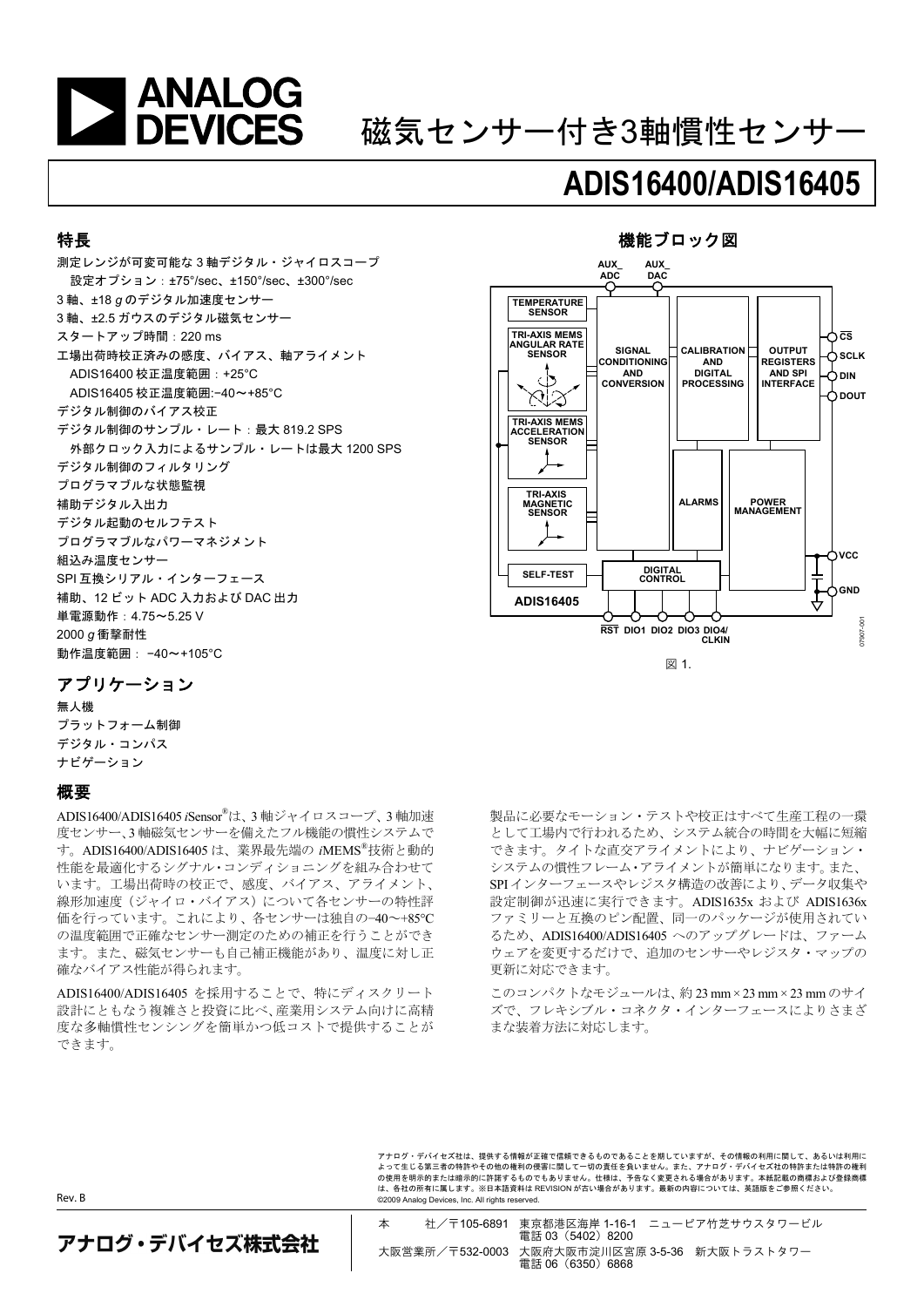# 磁気センサー付き3軸慣性センサー

# ADIS16400/ADIS16405

## 特長

測定レンジが可変可能な 3 軸デジタル・ジャイロスコープ
　設定オプション：±75°/sec、±150°/sec、±300°/sec
3 軸、±18 *g* のデジタル加速度センサー
3 軸、±2.5 ガウスのデジタル磁気センサー
スタートアップ時間：220 ms
工場出荷時校正済みの感度、バイアス、軸アライメント
　ADIS16400 校正温度範囲：+25°C
　ADIS16405 校正温度範囲:−40〜+85°C
デジタル制御のバイアス校正
デジタル制御のサンプル・レート：最大 819.2 SPS
　外部クロック入力によるサンプル・レートは最大 1200 SPS
デジタル制御のフィルタリング
プログラマブルな状態監視
補助デジタル入出力
デジタル起動のセルフテスト
プログラマブルなパワーマネジメント
組込み温度センサー
SPI 互換シリアル・インターフェース
補助、12 ビット ADC 入力および DAC 出力
単電源動作：4.75〜5.25 V
2000 *g* 衝撃耐性
動作温度範囲： −40〜+105°C

## アプリケーション

無人機
プラットフォーム制御
デジタル・コンパス
ナビゲーション

## 機能ブロック図

図 1.

## 概要

ADIS16400/ADIS16405 *i*Sensor®は、3 軸ジャイロスコープ、3 軸加速度センサー、3 軸磁気センサーを備えたフル機能の慣性システムです。ADIS16400/ADIS16405 は、業界最先端の *i*MEMS®技術と動的性能を最適化するシグナル・コンディショニングを組み合わせています。工場出荷時の校正で、感度、バイアス、アライメント、線形加速度（ジャイロ・バイアス）について各センサーの特性評価を行っています。これにより、各センサーは独自の−40〜+85°C の温度範囲で正確なセンサー測定のための補正を行うことができます。また、磁気センサーも自己補正機能があり、温度に対し正確なバイアス性能が得られます。

ADIS16400/ADIS16405 を採用することで、特にディスクリート設計にともなう複雑さと投資に比べ、産業用システム向けに高精度な多軸慣性センシングを簡単かつ低コストで提供することができます。

製品に必要なモーション・テストや校正はすべて生産工程の一環として工場内で行われるため、システム統合の時間を大幅に短縮できます。タイトな直交アライメントにより、ナビゲーション・システムの慣性フレーム・アライメントが簡単になります。また、SPI インターフェースやレジスタ構造の改善により、データ収集や設定制御が迅速に実行できます。ADIS1635x および ADIS1636x ファミリーと互換のピン配置、同一のパッケージが使用されているため、ADIS16400/ADIS16405 へのアップグレードは、ファームウェアを変更するだけで、追加のセンサーやレジスタ・マップの更新に対応できます。

このコンパクトなモジュールは、約 23 mm × 23 mm × 23 mm のサイズで、フレキシブル・コネクタ・インターフェースによりさまざまな装着方法に対応します。

Rev. B

アナログ・デバイセズ社は、提供する情報が正確で信頼できるものであることを期していますが、その情報の利用に関して、あるいは利用によって生じる第三者の特許やその他の権利の侵害に関して一切の責任を負いません。また、アナログ・デバイセズ社の特許または特許の権利の使用を明示的または暗示的に許諾するものでもありません。仕様は、予告なく変更される場合があります。本紙記載の商標および登録商標は、各社の所有に属します。※日本語資料は REVISION が古い場合があります。最新の内容については、英語版をご参照ください。
©2009 Analog Devices, Inc. All rights reserved.

**アナログ・デバイセズ株式会社**

本　　社／〒105-6891　東京都港区海岸 1-16-1　ニューピア竹芝サウスタワービル
　　　　　　　　　　　電話 03（5402）8200
大阪営業所／〒532-0003　大阪府大阪市淀川区宮原 3-5-36　新大阪トラストタワー
　　　　　　　　　　　電話 06（6350）6868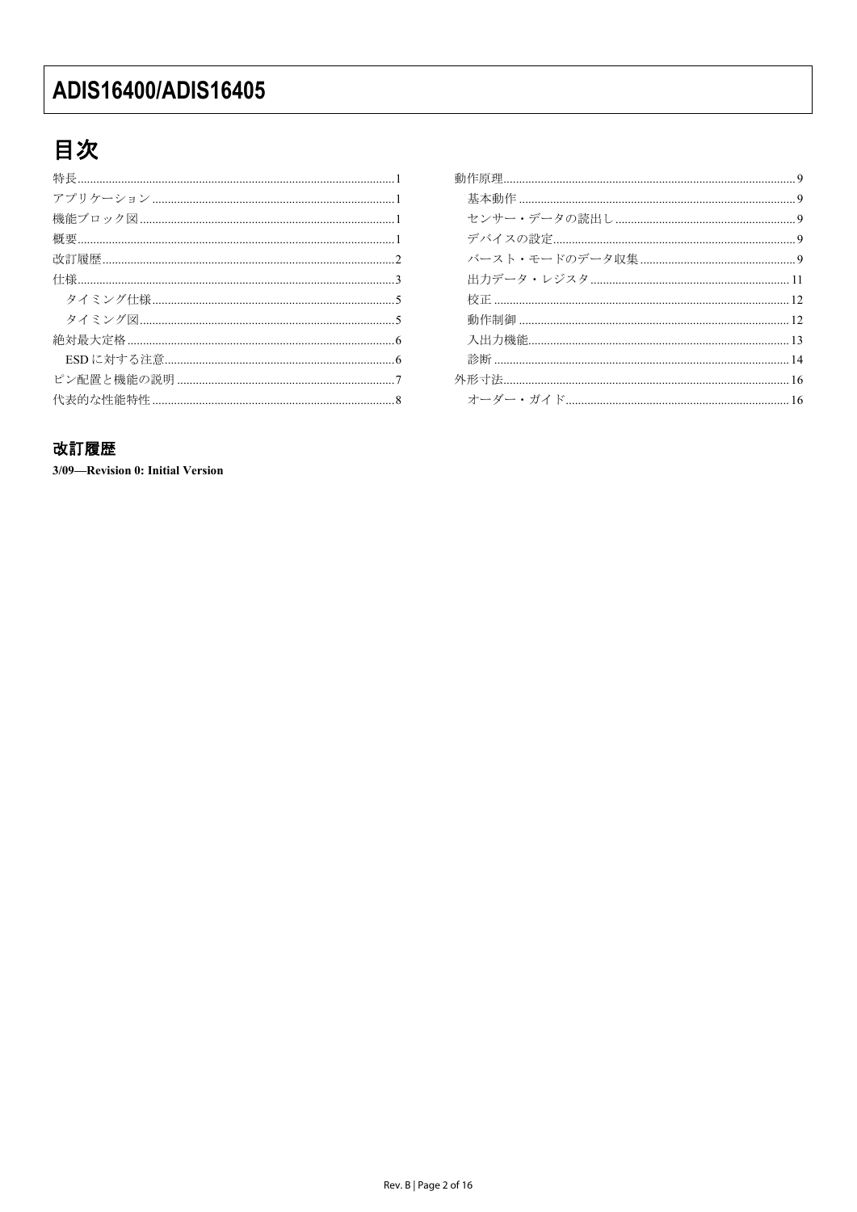# 目次

特長 .......... 1
アプリケーション .......... 1
機能ブロック図 .......... 1
概要 .......... 1
改訂履歴 .......... 2
仕様 .......... 3
  タイミング仕様 .......... 5
  タイミング図 .......... 5
絶対最大定格 .......... 6
  ESD に対する注意 .......... 6
ピン配置と機能の説明 .......... 7
代表的な性能特性 .......... 8
動作原理 .......... 9
  基本動作 .......... 9
  センサー・データの読出し .......... 9
  デバイスの設定 .......... 9
  バースト・モードのデータ収集 .......... 9
  出力データ・レジスタ .......... 11
  校正 .......... 12
  動作制御 .......... 12
  入出力機能 .......... 13
  診断 .......... 14
外形寸法 .......... 16
  オーダー・ガイド .......... 16

## 改訂履歴

**3/09—Revision 0: Initial Version**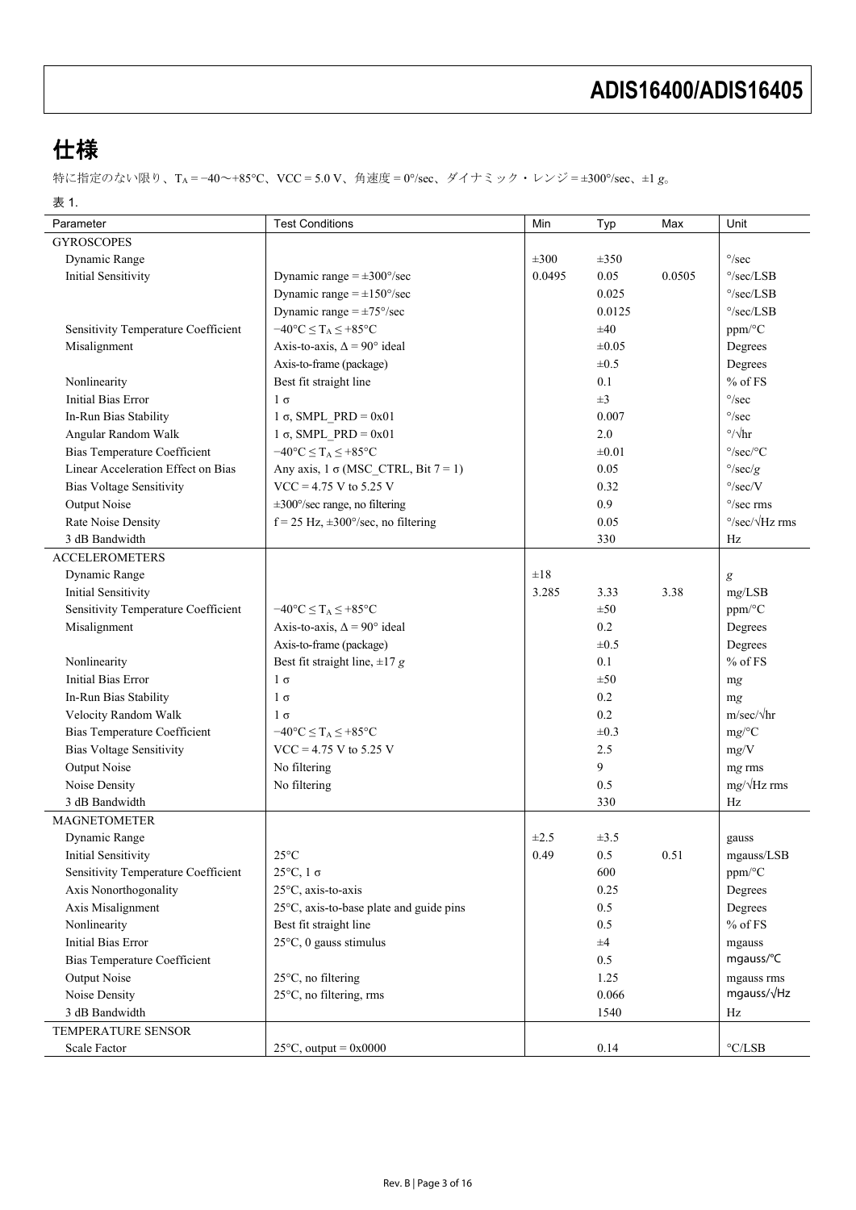## 仕様

特に指定のない限り、$T_A$ = −40～+85°C、VCC = 5.0 V、角速度 = 0°/sec、ダイナミック・レンジ = ±300°/sec、±1 *g*。

表 1.

| Parameter | Test Conditions | Min | Typ | Max | Unit |
|---|---|---|---|---|---|
| GYROSCOPES | | | | | |
| Dynamic Range | | ±300 | ±350 | | °/sec |
| Initial Sensitivity | Dynamic range = ±300°/sec | 0.0495 | 0.05 | 0.0505 | °/sec/LSB |
| | Dynamic range = ±150°/sec | | 0.025 | | °/sec/LSB |
| | Dynamic range = ±75°/sec | | 0.0125 | | °/sec/LSB |
| Sensitivity Temperature Coefficient | $-40°C \leq T_A \leq +85°C$ | | ±40 | | ppm/°C |
| Misalignment | Axis-to-axis, Δ = 90° ideal | | ±0.05 | | Degrees |
| | Axis-to-frame (package) | | ±0.5 | | Degrees |
| Nonlinearity | Best fit straight line | | 0.1 | | % of FS |
| Initial Bias Error | 1 σ | | ±3 | | °/sec |
| In-Run Bias Stability | 1 σ, SMPL_PRD = 0x01 | | 0.007 | | °/sec |
| Angular Random Walk | 1 σ, SMPL_PRD = 0x01 | | 2.0 | | °/√hr |
| Bias Temperature Coefficient | $-40°C \leq T_A \leq +85°C$ | | ±0.01 | | °/sec/°C |
| Linear Acceleration Effect on Bias | Any axis, 1 σ (MSC_CTRL, Bit 7 = 1) | | 0.05 | | °/sec/*g* |
| Bias Voltage Sensitivity | VCC = 4.75 V to 5.25 V | | 0.32 | | °/sec/V |
| Output Noise | ±300°/sec range, no filtering | | 0.9 | | °/sec rms |
| Rate Noise Density | f = 25 Hz, ±300°/sec, no filtering | | 0.05 | | °/sec/√Hz rms |
| 3 dB Bandwidth | | | 330 | | Hz |
| ACCELEROMETERS | | | | | |
| Dynamic Range | | ±18 | | | *g* |
| Initial Sensitivity | | 3.285 | 3.33 | 3.38 | mg/LSB |
| Sensitivity Temperature Coefficient | $-40°C \leq T_A \leq +85°C$ | | ±50 | | ppm/°C |
| Misalignment | Axis-to-axis, Δ = 90° ideal | | 0.2 | | Degrees |
| | Axis-to-frame (package) | | ±0.5 | | Degrees |
| Nonlinearity | Best fit straight line, ±17 *g* | | 0.1 | | % of FS |
| Initial Bias Error | 1 σ | | ±50 | | m*g* |
| In-Run Bias Stability | 1 σ | | 0.2 | | m*g* |
| Velocity Random Walk | 1 σ | | 0.2 | | m/sec/√hr |
| Bias Temperature Coefficient | $-40°C \leq T_A \leq +85°C$ | | ±0.3 | | mg/°C |
| Bias Voltage Sensitivity | VCC = 4.75 V to 5.25 V | | 2.5 | | mg/V |
| Output Noise | No filtering | | 9 | | m*g* rms |
| Noise Density | No filtering | | 0.5 | | mg/√Hz rms |
| 3 dB Bandwidth | | | 330 | | Hz |
| MAGNETOMETER | | | | | |
| Dynamic Range | | ±2.5 | ±3.5 | | gauss |
| Initial Sensitivity | 25°C | 0.49 | 0.5 | 0.51 | mgauss/LSB |
| Sensitivity Temperature Coefficient | 25°C, 1 σ | | 600 | | ppm/°C |
| Axis Nonorthogonality | 25°C, axis-to-axis | | 0.25 | | Degrees |
| Axis Misalignment | 25°C, axis-to-base plate and guide pins | | 0.5 | | Degrees |
| Nonlinearity | Best fit straight line | | 0.5 | | % of FS |
| Initial Bias Error | 25°C, 0 gauss stimulus | | ±4 | | mgauss |
| Bias Temperature Coefficient | | | 0.5 | | mgauss/°C |
| Output Noise | 25°C, no filtering | | 1.25 | | mgauss rms |
| Noise Density | 25°C, no filtering, rms | | 0.066 | | mgauss/√Hz |
| 3 dB Bandwidth | | | 1540 | | Hz |
| TEMPERATURE SENSOR | | | | | |
| Scale Factor | 25°C, output = 0x0000 | | 0.14 | | °C/LSB |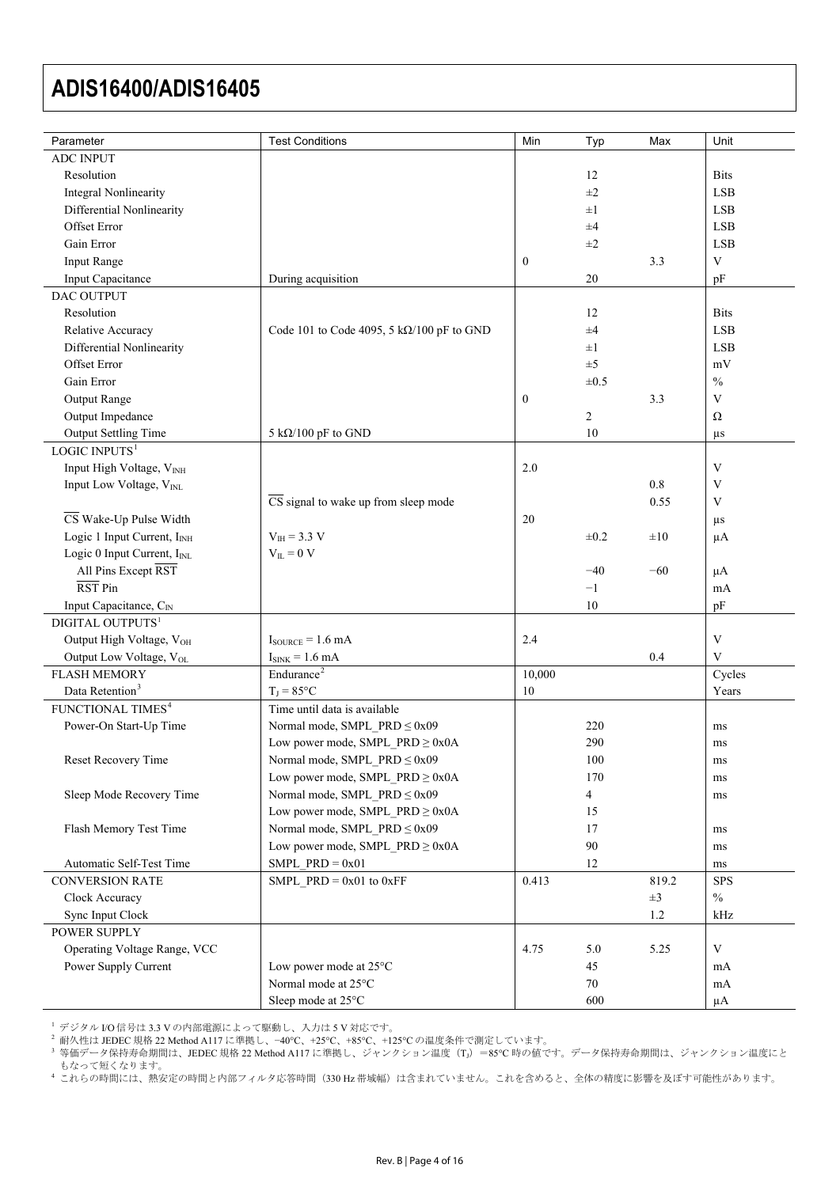| Parameter | Test Conditions | Min | Typ | Max | Unit |
|---|---|---|---|---|---|
| ADC INPUT | | | | | |
| Resolution | | | 12 | | Bits |
| Integral Nonlinearity | | | ±2 | | LSB |
| Differential Nonlinearity | | | ±1 | | LSB |
| Offset Error | | | ±4 | | LSB |
| Gain Error | | | ±2 | | LSB |
| Input Range | | 0 | | 3.3 | V |
| Input Capacitance | During acquisition | | 20 | | pF |
| DAC OUTPUT | | | | | |
| Resolution | | | 12 | | Bits |
| Relative Accuracy | Code 101 to Code 4095, 5 kΩ/100 pF to GND | | ±4 | | LSB |
| Differential Nonlinearity | | | ±1 | | LSB |
| Offset Error | | | ±5 | | mV |
| Gain Error | | | ±0.5 | | % |
| Output Range | | 0 | | 3.3 | V |
| Output Impedance | | | 2 | | Ω |
| Output Settling Time | 5 kΩ/100 pF to GND | | 10 | | μs |
| LOGIC INPUTS[1] | | | | | |
| Input High Voltage, $V_{INH}$ | | 2.0 | | | V |
| Input Low Voltage, $V_{INL}$ | | | | 0.8 | V |
| | $\overline{\text{CS}}$ signal to wake up from sleep mode | | | 0.55 | V |
| $\overline{\text{CS}}$ Wake-Up Pulse Width | | 20 | | | μs |
| Logic 1 Input Current, $I_{INH}$ | $V_{IH}$ = 3.3 V | | ±0.2 | ±10 | μA |
| Logic 0 Input Current, $I_{INL}$ | $V_{IL}$ = 0 V | | | | |
| All Pins Except $\overline{\text{RST}}$ | | | −40 | −60 | μA |
| $\overline{\text{RST}}$ Pin | | | −1 | | mA |
| Input Capacitance, $C_{IN}$ | | | 10 | | pF |
| DIGITAL OUTPUTS[1] | | | | | |
| Output High Voltage, $V_{OH}$ | $I_{SOURCE}$ = 1.6 mA | 2.4 | | | V |
| Output Low Voltage, $V_{OL}$ | $I_{SINK}$ = 1.6 mA | | | 0.4 | V |
| FLASH MEMORY | Endurance[2] | 10,000 | | | Cycles |
| Data Retention[3] | $T_J$ = 85°C | 10 | | | Years |
| FUNCTIONAL TIMES[4] | Time until data is available | | | | |
| Power-On Start-Up Time | Normal mode, SMPL_PRD ≤ 0x09 | | 220 | | ms |
| | Low power mode, SMPL_PRD ≥ 0x0A | | 290 | | ms |
| Reset Recovery Time | Normal mode, SMPL_PRD ≤ 0x09 | | 100 | | ms |
| | Low power mode, SMPL_PRD ≥ 0x0A | | 170 | | ms |
| Sleep Mode Recovery Time | Normal mode, SMPL_PRD ≤ 0x09 | | 4 | | ms |
| | Low power mode, SMPL_PRD ≥ 0x0A | | 15 | | |
| Flash Memory Test Time | Normal mode, SMPL_PRD ≤ 0x09 | | 17 | | ms |
| | Low power mode, SMPL_PRD ≥ 0x0A | | 90 | | ms |
| Automatic Self-Test Time | SMPL_PRD = 0x01 | | 12 | | ms |
| CONVERSION RATE | SMPL_PRD = 0x01 to 0xFF | 0.413 | | 819.2 | SPS |
| Clock Accuracy | | | | ±3 | % |
| Sync Input Clock | | | | 1.2 | kHz |
| POWER SUPPLY | | | | | |
| Operating Voltage Range, VCC | | 4.75 | 5.0 | 5.25 | V |
| Power Supply Current | Low power mode at 25°C | | 45 | | mA |
| | Normal mode at 25°C | | 70 | | mA |
| | Sleep mode at 25°C | | 600 | | μA |

[1] デジタル I/O 信号は 3.3 V の内部電源によって駆動し、入力は 5 V 対応です。
[2] 耐久性は JEDEC 規格 22 Method A117 に準拠し、−40°C、+25°C、+85°C、+125°C の温度条件で測定しています。
[3] 等価データ保持寿命期間は、JEDEC 規格 22 Method A117 に準拠し、ジャンクション温度（$T_J$）=85°C 時の値です。データ保持寿命期間は、ジャンクション温度にともなって短くなります。
[4] これらの時間には、熱安定の時間と内部フィルタ応答時間（330 Hz 帯域幅）は含まれていません。これを含めると、全体の精度に影響を及ぼす可能性があります。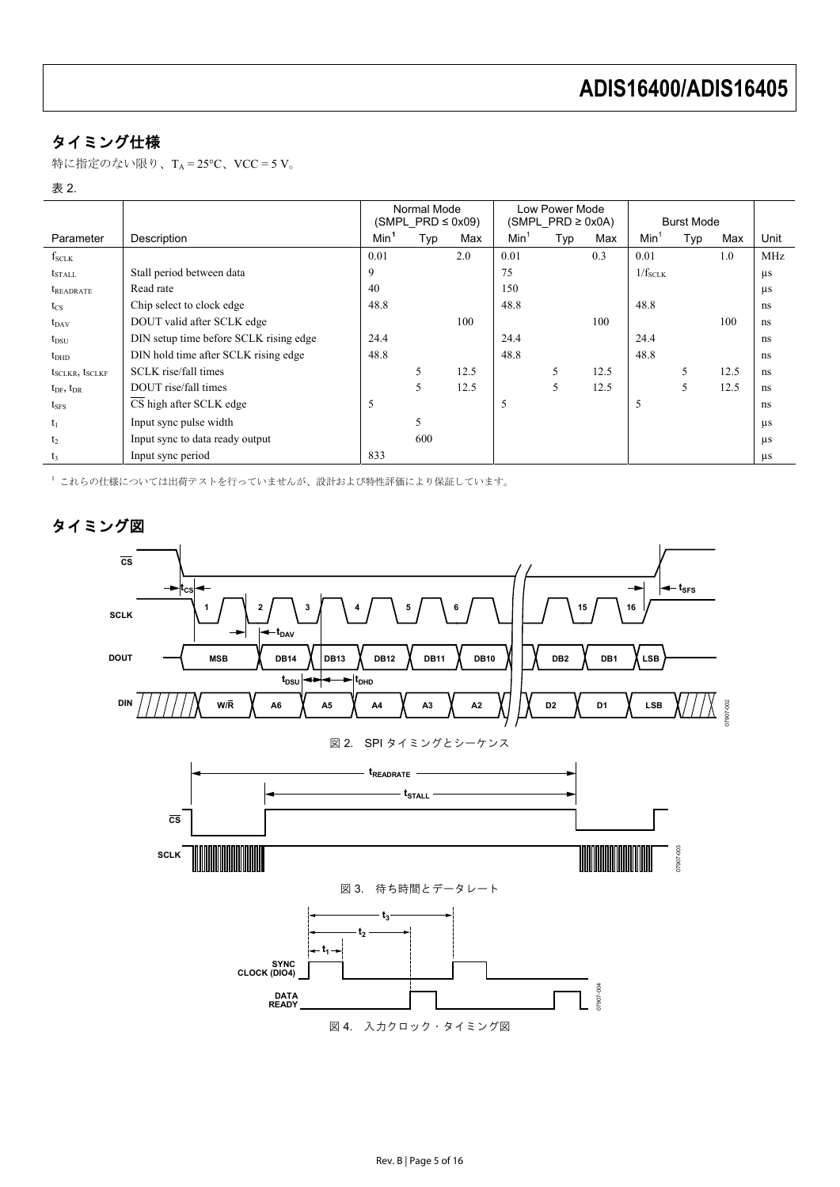## タイミング仕様

特に指定のない限り、$T_A$ = 25°C、VCC = 5 V。

表 2.

| Parameter | Description | Normal Mode (SMPL_PRD ≤ 0x09) | | | Low Power Mode (SMPL_PRD ≥ 0x0A) | | | Burst Mode | | | Unit |
|---|---|---|---|---|---|---|---|---|---|---|---|
| | | Min[1] | Typ | Max | Min[1] | Typ | Max | Min[1] | Typ | Max | |
| $f_{SCLK}$ | | 0.01 | | 2.0 | 0.01 | | 0.3 | 0.01 | | 1.0 | MHz |
| $t_{STALL}$ | Stall period between data | 9 | | | 75 | | | $1/f_{SCLK}$ | | | µs |
| $t_{READRATE}$ | Read rate | 40 | | | 150 | | | | | | µs |
| $t_{CS}$ | Chip select to clock edge | 48.8 | | | 48.8 | | | 48.8 | | | ns |
| $t_{DAV}$ | DOUT valid after SCLK edge | | | 100 | | | 100 | | | 100 | ns |
| $t_{DSU}$ | DIN setup time before SCLK rising edge | 24.4 | | | 24.4 | | | 24.4 | | | ns |
| $t_{DHD}$ | DIN hold time after SCLK rising edge | 48.8 | | | 48.8 | | | 48.8 | | | ns |
| $t_{SCLKR}$, $t_{SCLKF}$ | SCLK rise/fall times | | 5 | 12.5 | | 5 | 12.5 | | 5 | 12.5 | ns |
| $t_{DF}$, $t_{DR}$ | DOUT rise/fall times | | 5 | 12.5 | | 5 | 12.5 | | 5 | 12.5 | ns |
| $t_{SFS}$ | $\overline{CS}$ high after SCLK edge | 5 | | | 5 | | | 5 | | | ns |
| $t_1$ | Input sync pulse width | | 5 | | | | | | | | µs |
| $t_2$ | Input sync to data ready output | | 600 | | | | | | | | µs |
| $t_3$ | Input sync period | 833 | | | | | | | | | µs |

[1] これらの仕様については出荷テストを行っていませんが、設計および特性評価により保証しています。

## タイミング図

図 2. SPI タイミングとシーケンス

図 3. 待ち時間とデータレート

図 4. 入力クロック・タイミング図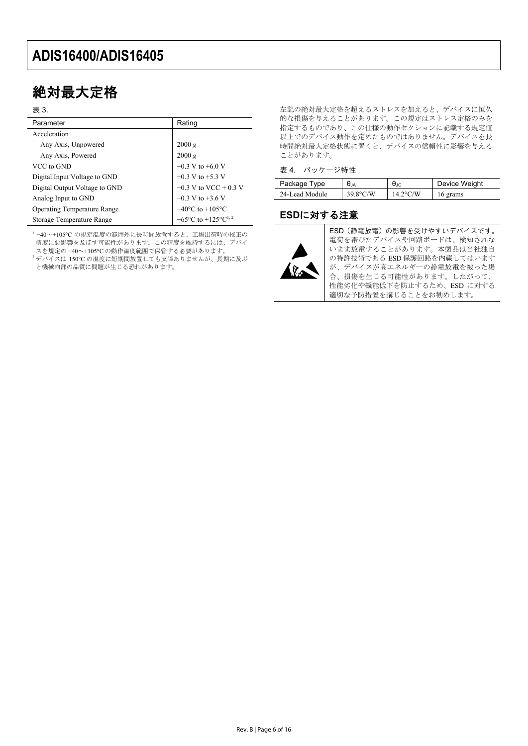## 絶対最大定格

表 3.

| Parameter | Rating |
| --- | --- |
| Acceleration | |
| Any Axis, Unpowered | 2000 *g* |
| Any Axis, Powered | 2000 *g* |
| VCC to GND | −0.3 V to +6.0 V |
| Digital Input Voltage to GND | −0.3 V to +5.3 V |
| Digital Output Voltage to GND | −0.3 V to VCC + 0.3 V |
| Analog Input to GND | −0.3 V to +3.6 V |
| Operating Temperature Range | −40°C to +105°C |
| Storage Temperature Range | −65°C to +125°C[1, 2] |

[1] −40〜+105°C の規定温度の範囲外に長時間放置すると、工場出荷時の校正の精度に悪影響を及ぼす可能性があります。この精度を維持するには、デバイスを規定の −40〜+105°C の動作温度範囲で保管する必要があります。
[2] デバイスは 150°C の温度に短期間放置しても支障ありませんが、長期に及ぶと機械内部の品質に問題が生じる恐れがあります。

左記の絶対最大定格を超えるストレスを加えると、デバイスに恒久的な損傷を与えることがあります。この規定はストレス定格のみを指定するものであり、この仕様の動作セクションに記載する規定値以上でのデバイス動作を定めたものではありません。デバイスを長時間絶対最大定格状態に置くと、デバイスの信頼性に影響を与えることがあります。

表 4. パッケージ特性

| Package Type | $\theta_{JA}$ | $\theta_{JC}$ | Device Weight |
| --- | --- | --- | --- |
| 24-Lead Module | 39.8°C/W | 14.2°C/W | 16 grams |

## ESDに対する注意

ESD（静電放電）の影響を受けやすいデバイスです。電荷を帯びたデバイスや回路ボードは、検知されないまま放電することがあります。本製品は当社独自の特許技術である ESD 保護回路を内蔵してはいますが、デバイスが高エネルギーの静電放電を被った場合、損傷を生じる可能性があります。したがって、性能劣化や機能低下を防止するため、ESD に対する適切な予防措置を講じることをお勧めします。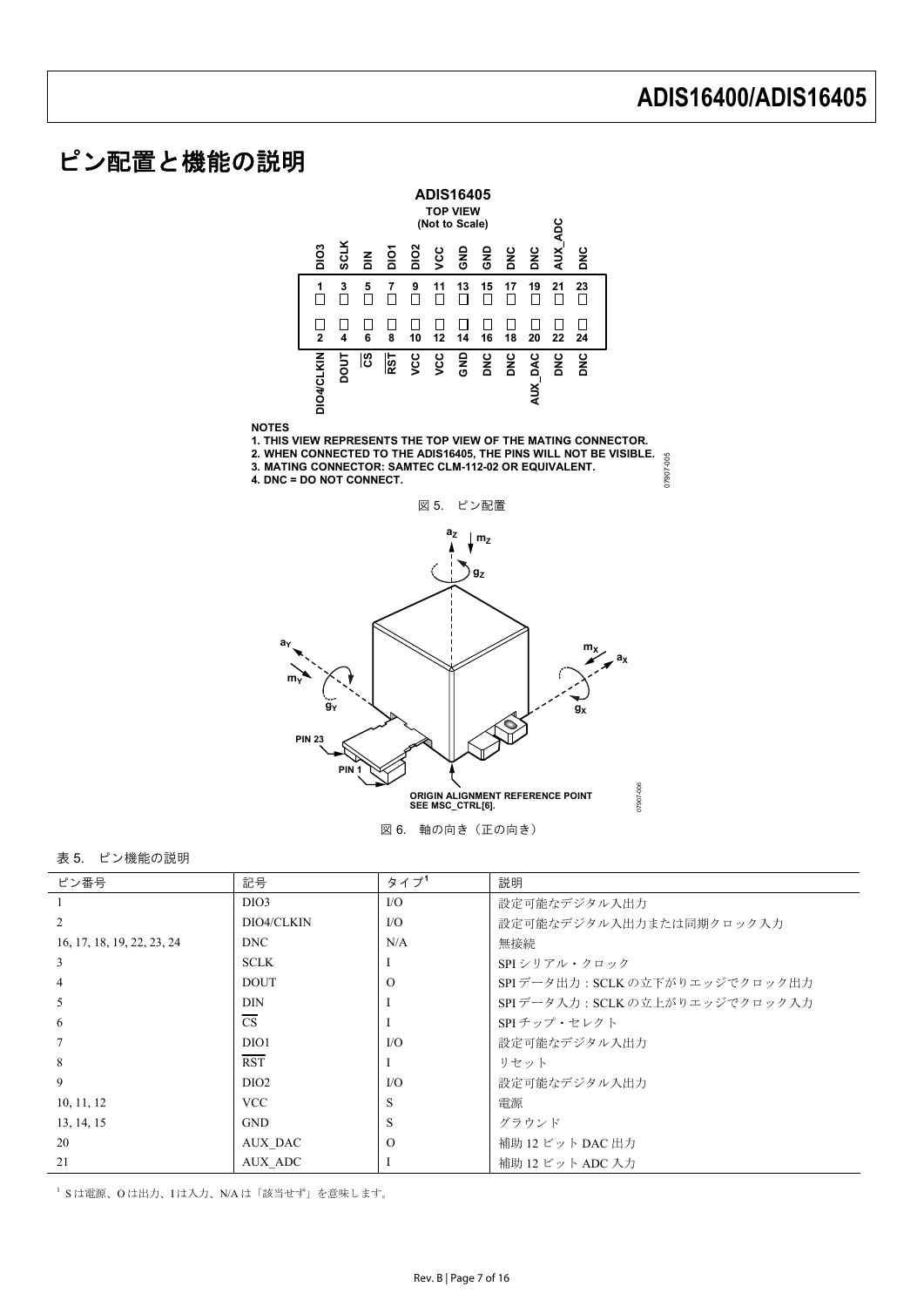## ピン配置と機能の説明

ADIS16405
TOP VIEW
(Not to Scale)

| DIO3 | SCLK | DIN | DIO1 | DIO2 | VCC | GND | GND | DNC | DNC | AUX_ADC | DNC |
|---|---|---|---|---|---|---|---|---|---|---|---|
| 1 | 3 | 5 | 7 | 9 | 11 | 13 | 15 | 17 | 19 | 21 | 23 |
| 2 | 4 | 6 | 8 | 10 | 12 | 14 | 16 | 18 | 20 | 22 | 24 |
| DIO4/CLKIN | DOUT | CS | RST | VCC | VCC | GND | DNC | DNC | AUX_DAC | DNC | DNC |

NOTES
1. THIS VIEW REPRESENTS THE TOP VIEW OF THE MATING CONNECTOR.
2. WHEN CONNECTED TO THE ADIS16405, THE PINS WILL NOT BE VISIBLE.
3. MATING CONNECTOR: SAMTEC CLM-112-02 OR EQUIVALENT.
4. DNC = DO NOT CONNECT.

図 5. ピン配置

ORIGIN ALIGNMENT REFERENCE POINT SEE MSC_CTRL[6].

図 6. 軸の向き（正の向き）

表 5. ピン機能の説明

| ピン番号 | 記号 | タイプ[1] | 説明 |
|---|---|---|---|
| 1 | DIO3 | I/O | 設定可能なデジタル入出力 |
| 2 | DIO4/CLKIN | I/O | 設定可能なデジタル入出力または同期クロック入力 |
| 16, 17, 18, 19, 22, 23, 24 | DNC | N/A | 無接続 |
| 3 | SCLK | I | SPI シリアル・クロック |
| 4 | DOUT | O | SPI データ出力：SCLK の立下がりエッジでクロック出力 |
| 5 | DIN | I | SPI データ入力：SCLK の立上がりエッジでクロック入力 |
| 6 | CS | I | SPI チップ・セレクト |
| 7 | DIO1 | I/O | 設定可能なデジタル入出力 |
| 8 | RST | I | リセット |
| 9 | DIO2 | I/O | 設定可能なデジタル入出力 |
| 10, 11, 12 | VCC | S | 電源 |
| 13, 14, 15 | GND | S | グラウンド |
| 20 | AUX_DAC | O | 補助 12 ビット DAC 出力 |
| 21 | AUX_ADC | I | 補助 12 ビット ADC 入力 |

[1] S は電源、O は出力、I は入力、N/A は「該当せず」を意味します。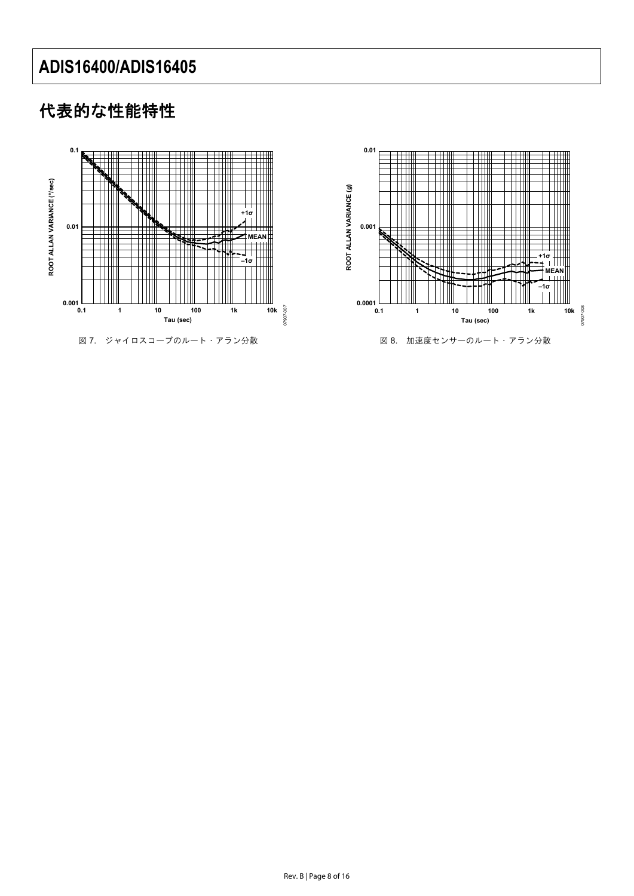## 代表的な性能特性

図 7. ジャイロスコープのルート・アラン分散

図 8. 加速度センサーのルート・アラン分散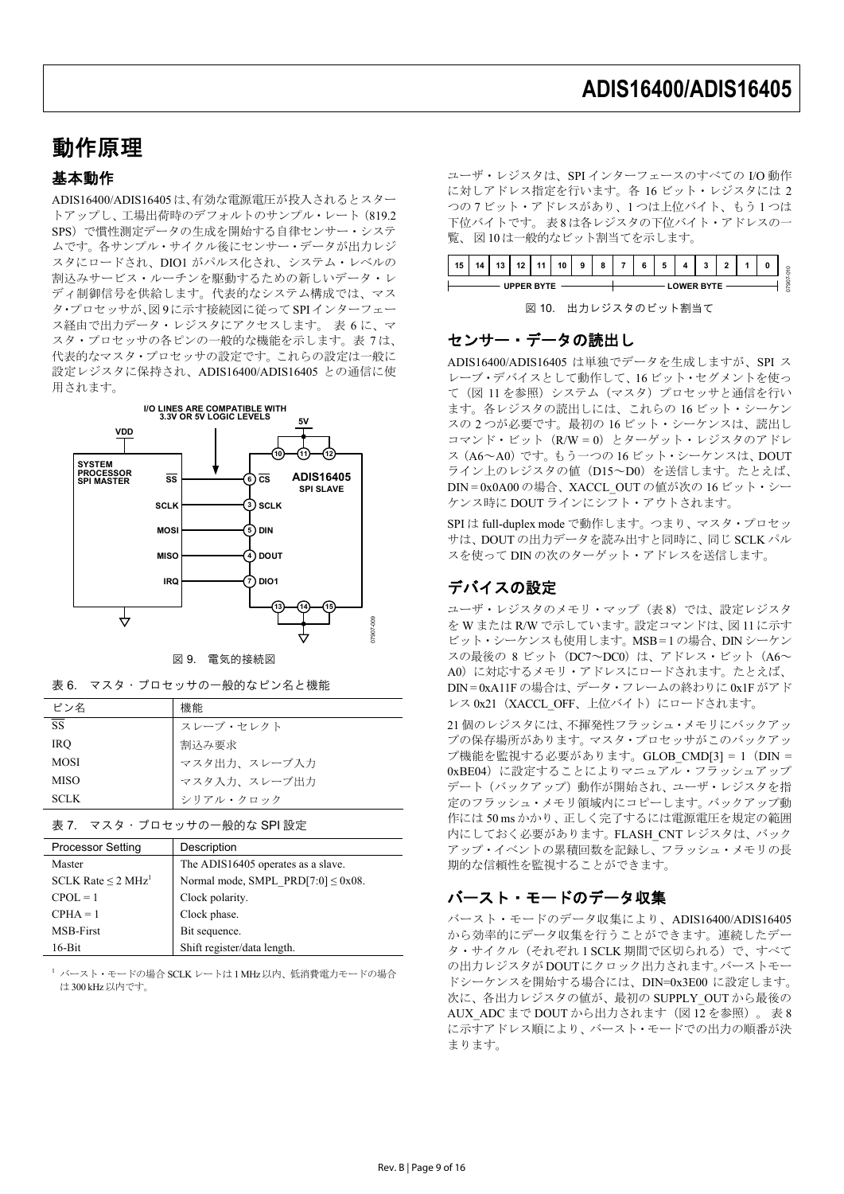# 動作原理

## 基本動作

ADIS16400/ADIS16405 は、有効な電源電圧が投入されるとスタートアップし、工場出荷時のデフォルトのサンプル・レート（819.2 SPS）で慣性測定データの生成を開始する自律センサー・システムです。各サンプル・サイクル後にセンサー・データが出力レジスタにロードされ、DIO1 がパルス化され、システム・レベルの割込みサービス・ルーチンを駆動するための新しいデータ・レディ制御信号を供給します。代表的なシステム構成では、マスタ･プロセッサが、図 9 に示す接続図に従って SPI インターフェース経由で出力データ・レジスタにアクセスします。 表 6 に、マスタ・プロセッサの各ピンの一般的な機能を示します。表 7 は、代表的なマスタ・プロセッサの設定です。これらの設定は一般に設定レジスタに保持され、ADIS16400/ADIS16405 との通信に使用されます。

図 9. 電気的接続図

表 6. マスタ・プロセッサの一般的なピン名と機能

| ピン名 | 機能 |
|---|---|
| $\overline{SS}$ | スレーブ・セレクト |
| IRQ | 割込み要求 |
| MOSI | マスタ出力、スレーブ入力 |
| MISO | マスタ入力、スレーブ出力 |
| SCLK | シリアル・クロック |

表 7. マスタ・プロセッサの一般的な SPI 設定

| Processor Setting | Description |
|---|---|
| Master | The ADIS16405 operates as a slave. |
| SCLK Rate ≤ 2 MHz[1] | Normal mode, SMPL_PRD[7:0] ≤ 0x08. |
| CPOL = 1 | Clock polarity. |
| CPHA = 1 | Clock phase. |
| MSB-First | Bit sequence. |
| 16-Bit | Shift register/data length. |

[1] バースト・モードの場合 SCLK レートは 1 MHz 以内、低消費電力モードの場合は 300 kHz 以内です。

ユーザ・レジスタは、SPI インターフェースのすべての I/O 動作に対しアドレス指定を行います。各 16 ビット・レジスタには 2 つの 7 ビット・アドレスがあり、1 つは上位バイト、もう 1 つは下位バイトです。 表 8 は各レジスタの下位バイト・アドレスの一覧、 図 10 は一般的なビット割当てを示します。

| 15 | 14 | 13 | 12 | 11 | 10 | 9 | 8 | 7 | 6 | 5 | 4 | 3 | 2 | 1 | 0 |
|---|---|---|---|---|---|---|---|---|---|---|---|---|---|---|---|
| UPPER BYTE | | | | | | | | LOWER BYTE | | | | | | | |

図 10. 出力レジスタのビット割当て

## センサー・データの読出し

ADIS16400/ADIS16405 は単独でデータを生成しますが、SPI スレーブ・デバイスとして動作して、16 ビット・セグメントを使って（図 11 を参照）システム（マスタ）プロセッサと通信を行います。各レジスタの読出しには、これらの 16 ビット・シーケンスの 2 つが必要です。最初の 16 ビット・シーケンスは、読出しコマンド・ビット（R/W = 0）とターゲット・レジスタのアドレス（A6～A0）です。もう一つの 16 ビット・シーケンスは、DOUT ライン上のレジスタの値（D15～D0）を送信します。たとえば、DIN = 0x0A00 の場合、XACCL_OUT の値が次の 16 ビット・シーケンス時に DOUT ラインにシフト・アウトされます。

SPI は full-duplex mode で動作します。つまり、マスタ・プロセッサは、DOUT の出力データを読み出すと同時に、同じ SCLK パルスを使って DIN の次のターゲット・アドレスを送信します。

## デバイスの設定

ユーザ・レジスタのメモリ・マップ（表 8）では、設定レジスタを W または R/W で示しています。設定コマンドは、図 11 に示すビット・シーケンスも使用します。MSB = 1 の場合、DIN シーケンスの最後の 8 ビット（DC7～DC0）は、アドレス・ビット（A6～A0）に対応するメモリ・アドレスにロードされます。たとえば、DIN = 0xA11F の場合は、データ・フレームの終わりに 0x1F がアドレス 0x21（XACCL_OFF、上位バイト）にロードされます。

21 個のレジスタには、不揮発性フラッシュ・メモリにバックアップの保存場所があります。マスタ・プロセッサがこのバックアップ機能を監視する必要があります。GLOB_CMD[3] = 1（DIN = 0xBE04）に設定することによりマニュアル・フラッシュアップデート（バックアップ）動作が開始され、ユーザ・レジスタを指定のフラッシュ・メモリ領域内にコピーします。バックアップ動作には 50 ms かかり、正しく完了するには電源電圧を規定の範囲内にしておく必要があります。FLASH_CNT レジスタは、バックアップ・イベントの累積回数を記録し、フラッシュ・メモリの長期的な信頼性を監視することができます。

## バースト・モードのデータ収集

バースト・モードのデータ収集により、ADIS16400/ADIS16405 から効率的にデータ収集を行うことができます。連続したデータ・サイクル（それぞれ 1 SCLK 期間で区切られる）で、すべての出力レジスタが DOUT にクロック出力されます。バーストモードシーケンスを開始する場合には、DIN=0x3E00 に設定します。次に、各出力レジスタの値が、最初の SUPPLY_OUT から最後の AUX_ADC まで DOUT から出力されます（図 12 を参照）。 表 8 に示すアドレス順により、バースト・モードでの出力の順番が決まります。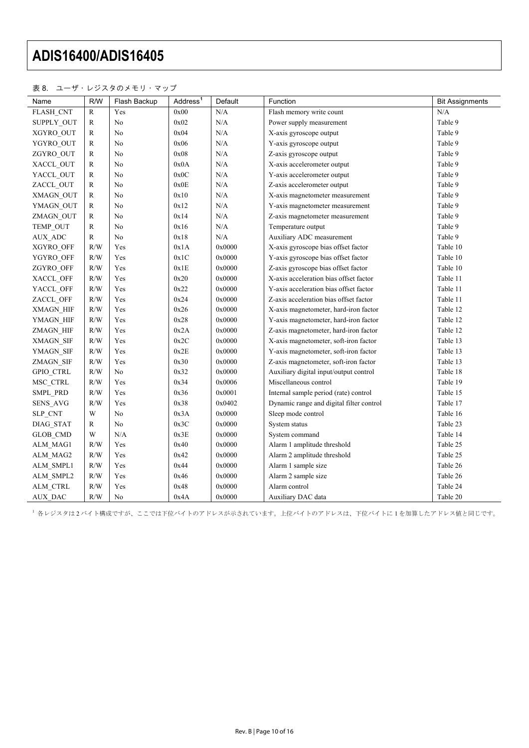表 8.　ユーザ・レジスタのメモリ・マップ

| Name | R/W | Flash Backup | Address[1] | Default | Function | Bit Assignments |
|---|---|---|---|---|---|---|
| FLASH_CNT | R | Yes | 0x00 | N/A | Flash memory write count | N/A |
| SUPPLY_OUT | R | No | 0x02 | N/A | Power supply measurement | Table 9 |
| XGYRO_OUT | R | No | 0x04 | N/A | X-axis gyroscope output | Table 9 |
| YGYRO_OUT | R | No | 0x06 | N/A | Y-axis gyroscope output | Table 9 |
| ZGYRO_OUT | R | No | 0x08 | N/A | Z-axis gyroscope output | Table 9 |
| XACCL_OUT | R | No | 0x0A | N/A | X-axis accelerometer output | Table 9 |
| YACCL_OUT | R | No | 0x0C | N/A | Y-axis accelerometer output | Table 9 |
| ZACCL_OUT | R | No | 0x0E | N/A | Z-axis accelerometer output | Table 9 |
| XMAGN_OUT | R | No | 0x10 | N/A | X-axis magnetometer measurement | Table 9 |
| YMAGN_OUT | R | No | 0x12 | N/A | Y-axis magnetometer measurement | Table 9 |
| ZMAGN_OUT | R | No | 0x14 | N/A | Z-axis magnetometer measurement | Table 9 |
| TEMP_OUT | R | No | 0x16 | N/A | Temperature output | Table 9 |
| AUX_ADC | R | No | 0x18 | N/A | Auxiliary ADC measurement | Table 9 |
| XGYRO_OFF | R/W | Yes | 0x1A | 0x0000 | X-axis gyroscope bias offset factor | Table 10 |
| YGYRO_OFF | R/W | Yes | 0x1C | 0x0000 | Y-axis gyroscope bias offset factor | Table 10 |
| ZGYRO_OFF | R/W | Yes | 0x1E | 0x0000 | Z-axis gyroscope bias offset factor | Table 10 |
| XACCL_OFF | R/W | Yes | 0x20 | 0x0000 | X-axis acceleration bias offset factor | Table 11 |
| YACCL_OFF | R/W | Yes | 0x22 | 0x0000 | Y-axis acceleration bias offset factor | Table 11 |
| ZACCL_OFF | R/W | Yes | 0x24 | 0x0000 | Z-axis acceleration bias offset factor | Table 11 |
| XMAGN_HIF | R/W | Yes | 0x26 | 0x0000 | X-axis magnetometer, hard-iron factor | Table 12 |
| YMAGN_HIF | R/W | Yes | 0x28 | 0x0000 | Y-axis magnetometer, hard-iron factor | Table 12 |
| ZMAGN_HIF | R/W | Yes | 0x2A | 0x0000 | Z-axis magnetometer, hard-iron factor | Table 12 |
| XMAGN_SIF | R/W | Yes | 0x2C | 0x0000 | X-axis magnetometer, soft-iron factor | Table 13 |
| YMAGN_SIF | R/W | Yes | 0x2E | 0x0000 | Y-axis magnetometer, soft-iron factor | Table 13 |
| ZMAGN_SIF | R/W | Yes | 0x30 | 0x0000 | Z-axis magnetometer, soft-iron factor | Table 13 |
| GPIO_CTRL | R/W | No | 0x32 | 0x0000 | Auxiliary digital input/output control | Table 18 |
| MSC_CTRL | R/W | Yes | 0x34 | 0x0006 | Miscellaneous control | Table 19 |
| SMPL_PRD | R/W | Yes | 0x36 | 0x0001 | Internal sample period (rate) control | Table 15 |
| SENS_AVG | R/W | Yes | 0x38 | 0x0402 | Dynamic range and digital filter control | Table 17 |
| SLP_CNT | W | No | 0x3A | 0x0000 | Sleep mode control | Table 16 |
| DIAG_STAT | R | No | 0x3C | 0x0000 | System status | Table 23 |
| GLOB_CMD | W | N/A | 0x3E | 0x0000 | System command | Table 14 |
| ALM_MAG1 | R/W | Yes | 0x40 | 0x0000 | Alarm 1 amplitude threshold | Table 25 |
| ALM_MAG2 | R/W | Yes | 0x42 | 0x0000 | Alarm 2 amplitude threshold | Table 25 |
| ALM_SMPL1 | R/W | Yes | 0x44 | 0x0000 | Alarm 1 sample size | Table 26 |
| ALM_SMPL2 | R/W | Yes | 0x46 | 0x0000 | Alarm 2 sample size | Table 26 |
| ALM_CTRL | R/W | Yes | 0x48 | 0x0000 | Alarm control | Table 24 |
| AUX_DAC | R/W | No | 0x4A | 0x0000 | Auxiliary DAC data | Table 20 |

[1] 各レジスタは 2 バイト構成ですが、ここでは下位バイトのアドレスが示されています。上位バイトのアドレスは、下位バイトに 1 を加算したアドレス値と同じです。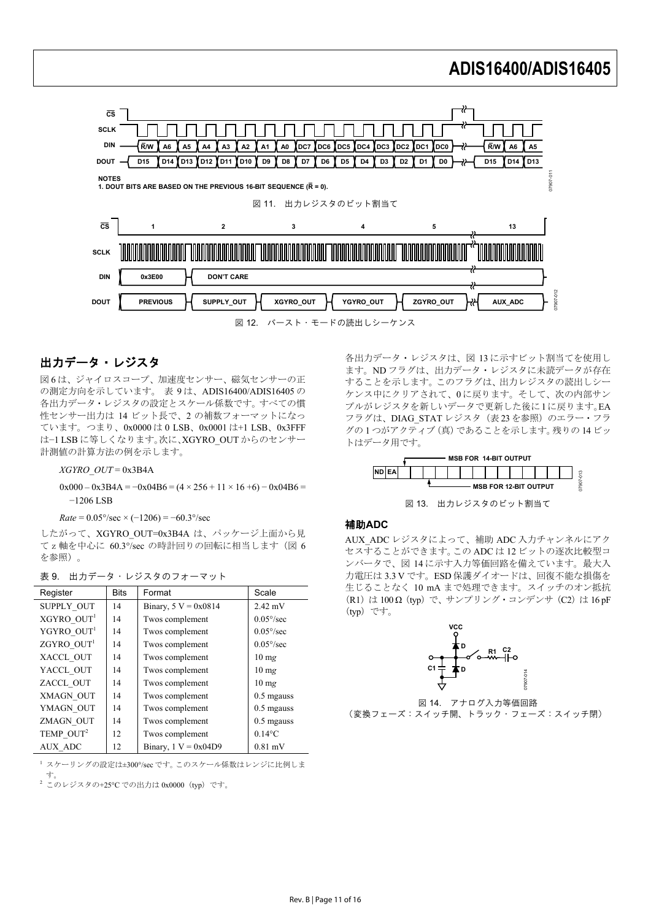NOTES
1. DOUT BITS ARE BASED ON THE PREVIOUS 16-BIT SEQUENCE ($\overline{R}$ = 0).

図 11. 出力レジスタのビット割当て

図 12. バースト・モードの読出しシーケンス

## 出力データ・レジスタ

図 6 は、ジャイロスコープ、加速度センサー、磁気センサーの正の測定方向を示しています。 表 9 は、ADIS16400/ADIS16405 の各出力データ・レジスタの設定とスケール係数です。すべての慣性センサー出力は 14 ビット長で、2 の補数フォーマットになっています。つまり、0x0000 は 0 LSB、0x0001 は+1 LSB、0x3FFF は−1 LSB に等しくなります。次に、XGYRO_OUT からのセンサー計測値の計算方法の例を示します。

*XGYRO_OUT* = 0x3B4A

0x000 – 0x3B4A = −0x04B6 = (4 × 256 + 11 × 16 +6) − 0x04B6 = −1206 LSB

*Rate* = 0.05°/sec × (−1206) = −60.3°/sec

したがって、XGYRO_OUT=0x3B4A は、パッケージ上面から見て z 軸を中心に 60.3°/sec の時計回りの回転に相当します（図 6 を参照）。

表 9. 出力データ・レジスタのフォーマット

| Register | Bits | Format | Scale |
|---|---|---|---|
| SUPPLY_OUT | 14 | Binary, 5 V = 0x0814 | 2.42 mV |
| XGYRO_OUT[1] | 14 | Twos complement | 0.05°/sec |
| YGYRO_OUT[1] | 14 | Twos complement | 0.05°/sec |
| ZGYRO_OUT[1] | 14 | Twos complement | 0.05°/sec |
| XACCL_OUT | 14 | Twos complement | 10 m*g* |
| YACCL_OUT | 14 | Twos complement | 10 m*g* |
| ZACCL_OUT | 14 | Twos complement | 10 m*g* |
| XMAGN_OUT | 14 | Twos complement | 0.5 mgauss |
| YMAGN_OUT | 14 | Twos complement | 0.5 mgauss |
| ZMAGN_OUT | 14 | Twos complement | 0.5 mgauss |
| TEMP_OUT[2] | 12 | Twos complement | 0.14°C |
| AUX_ADC | 12 | Binary, 1 V = 0x04D9 | 0.81 mV |

[1] スケーリングの設定は±300°/sec です。このスケール係数はレンジに比例します。
[2] このレジスタの+25°C での出力は 0x0000（typ）です。

各出力データ・レジスタは、図 13 に示すビット割当てを使用します。ND フラグは、出力データ・レジスタに未読データが存在することを示します。このフラグは、出力レジスタの読出しシーケンス中にクリアされて、0 に戻ります。そして、次の内部サンプルがレジスタを新しいデータで更新した後に 1 に戻ります。EA フラグは、DIAG_STAT レジスタ（表 23 を参照）のエラー・フラグの 1 つがアクティブ（真）であることを示します。残りの 14 ビットはデータ用です。

図 13. 出力レジスタのビット割当て

### 補助ADC

AUX_ADC レジスタによって、補助 ADC 入力チャンネルにアクセスすることができます。この ADC は 12 ビットの逐次比較型コンバータで、図 14 に示す入力等価回路を備えています。最大入力電圧は 3.3 V です。ESD 保護ダイオードは、回復不能な損傷を生じることなく 10 mA まで処理できます。スイッチのオン抵抗（R1）は 100 Ω（typ）で、サンプリング・コンデンサ（C2）は 16 pF（typ）です。

図 14. アナログ入力等価回路
（変換フェーズ：スイッチ開、トラック・フェーズ：スイッチ閉）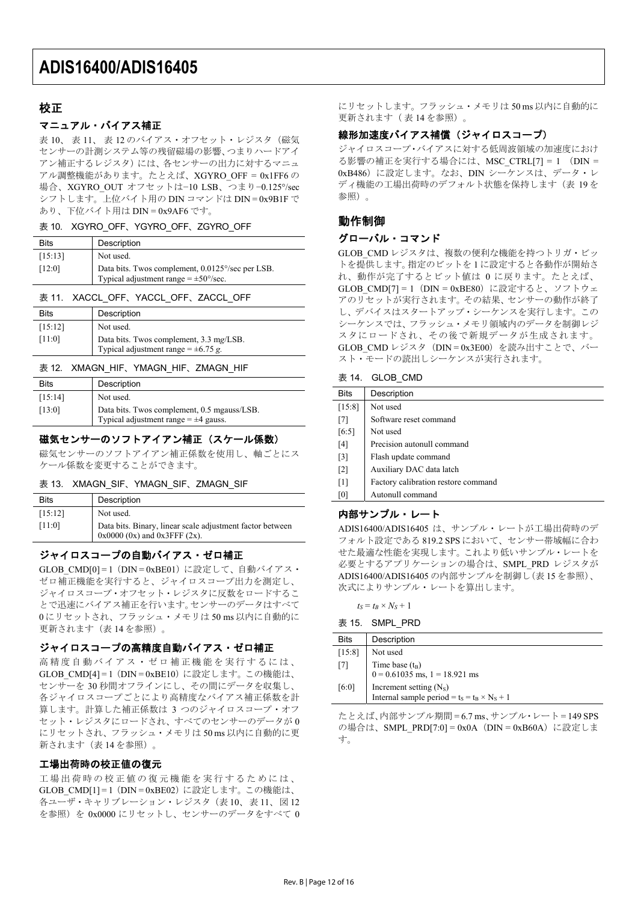## 校正

### マニュアル・バイアス補正

表 10、表 11、表 12 のバイアス・オフセット・レジスタ（磁気センサーの計測システム等の残留磁場の影響、つまりハードアイアン補正するレジスタ）には、各センサーの出力に対するマニュアル調整機能があります。たとえば、XGYRO_OFF = 0x1FF6 の場合、XGYRO_OUT オフセットは−10 LSB、つまり−0.125°/sec シフトします。上位バイト用の DIN コマンドは DIN = 0x9B1F であり、下位バイト用は DIN = 0x9AF6 です。

表 10. XGYRO_OFF、YGYRO_OFF、ZGYRO_OFF

| Bits | Description |
|---|---|
| [15:13] | Not used. |
| [12:0] | Data bits. Twos complement, 0.0125°/sec per LSB. Typical adjustment range = ±50°/sec. |

表 11. XACCL_OFF、YACCL_OFF、ZACCL_OFF

| Bits | Description |
|---|---|
| [15:12] | Not used. |
| [11:0] | Data bits. Twos complement, 3.3 mg/LSB. Typical adjustment range = ±6.75 *g*. |

表 12. XMAGN_HIF、YMAGN_HIF、ZMAGN_HIF

| Bits | Description |
|---|---|
| [15:14] | Not used. |
| [13:0] | Data bits. Twos complement, 0.5 mgauss/LSB. Typical adjustment range = ±4 gauss. |

### 磁気センサーのソフトアイアン補正（スケール係数）

磁気センサーのソフトアイアン補正係数を使用し、軸ごとにスケール係数を変更することができます。

表 13. XMAGN_SIF、YMAGN_SIF、ZMAGN_SIF

| Bits | Description |
|---|---|
| [15:12] | Not used. |
| [11:0] | Data bits. Binary, linear scale adjustment factor between 0x0000 (0x) and 0x3FFF (2x). |

### ジャイロスコープの自動バイアス・ゼロ補正

GLOB_CMD[0] = 1（DIN = 0xBE01）に設定して、自動バイアス・ゼロ補正機能を実行すると、ジャイロスコープ出力を測定し、ジャイロスコープ・オフセット・レジスタに反数をロードすることで迅速にバイアス補正を行います。センサーのデータはすべて 0 にリセットされ、フラッシュ・メモリは 50 ms 以内に自動的に更新されます（表 14 を参照）。

### ジャイロスコープの高精度自動バイアス・ゼロ補正

高精度自動バイアス・ゼロ補正機能を実行するには、GLOB_CMD[4] = 1（DIN = 0xBE10）に設定します。この機能は、センサーを 30 秒間オフラインにし、その間にデータを収集し、各ジャイロスコープごとにより高精度なバイアス補正係数を計算します。計算した補正係数は 3 つのジャイロスコープ・オフセット・レジスタにロードされ、すべてのセンサーのデータが 0 にリセットされ、フラッシュ・メモリは 50 ms 以内に自動的に更新されます（表 14 を参照）。

### 工場出荷時の校正値の復元

工場出荷時の校正値の復元機能を実行するためには、GLOB_CMD[1] = 1（DIN = 0xBE02）に設定します。この機能は、各ユーザ・キャリブレーション・レジスタ（表 10、表 11、図 12 を参照）を 0x0000 にリセットし、センサーのデータをすべて 0 にリセットします。フラッシュ・メモリは 50 ms 以内に自動的に更新されます（表 14 を参照）。

### 線形加速度バイアス補償（ジャイロスコープ）

ジャイロスコープ・バイアスに対する低周波領域の加速度における影響の補正を実行する場合には、MSC_CTRL[7] = 1 （DIN = 0xB486）に設定します。なお、DIN シーケンスは、データ・レディ機能の工場出荷時のデフォルト状態を保持します（表 19 を参照）。

## 動作制御

### グローバル・コマンド

GLOB_CMD レジスタは、複数の便利な機能を持つトリガ・ビットを提供します。指定のビットを 1 に設定すると各動作が開始され、動作が完了するとビット値は 0 に戻ります。たとえば、GLOB_CMD[7] = 1（DIN = 0xBE80）に設定すると、ソフトウェアのリセットが実行されます。その結果、センサーの動作が終了し、デバイスはスタートアップ・シーケンスを実行します。このシーケンスでは、フラッシュ・メモリ領域内のデータを制御レジスタにロードされ、その後で新規データが生成されます。GLOB_CMD レジスタ（DIN = 0x3E00）を読み出すことで、バースト・モードの読出しシーケンスが実行されます。

表 14. GLOB_CMD

| Bits | Description |
|---|---|
| [15:8] | Not used |
| [7] | Software reset command |
| [6:5] | Not used |
| [4] | Precision autonull command |
| [3] | Flash update command |
| [2] | Auxiliary DAC data latch |
| [1] | Factory calibration restore command |
| [0] | Autonull command |

### 内部サンプル・レート

ADIS16400/ADIS16405 は、サンプル・レートが工場出荷時のデフォルト設定である 819.2 SPS において、センサー帯域幅に合わせた最適な性能を実現します。これより低いサンプル・レートを必要とするアプリケーションの場合は、SMPL_PRD レジスタが ADIS16400/ADIS16405 の内部サンプルを制御し（表 15 を参照）、次式によりサンプル・レートを算出します。

$$t_S = t_B \times N_S + 1$$

表 15. SMPL_PRD

| Bits | Description |
|---|---|
| [15:8] | Not used |
| [7] | Time base ($t_B$) 0 = 0.61035 ms, 1 = 18.921 ms |
| [6:0] | Increment setting ($N_S$) Internal sample period = $t_S = t_B \times N_S + 1$ |

たとえば、内部サンプル期間 = 6.7 ms、サンプル・レート = 149 SPS の場合は、SMPL_PRD[7:0] = 0x0A（DIN = 0xB60A）に設定します。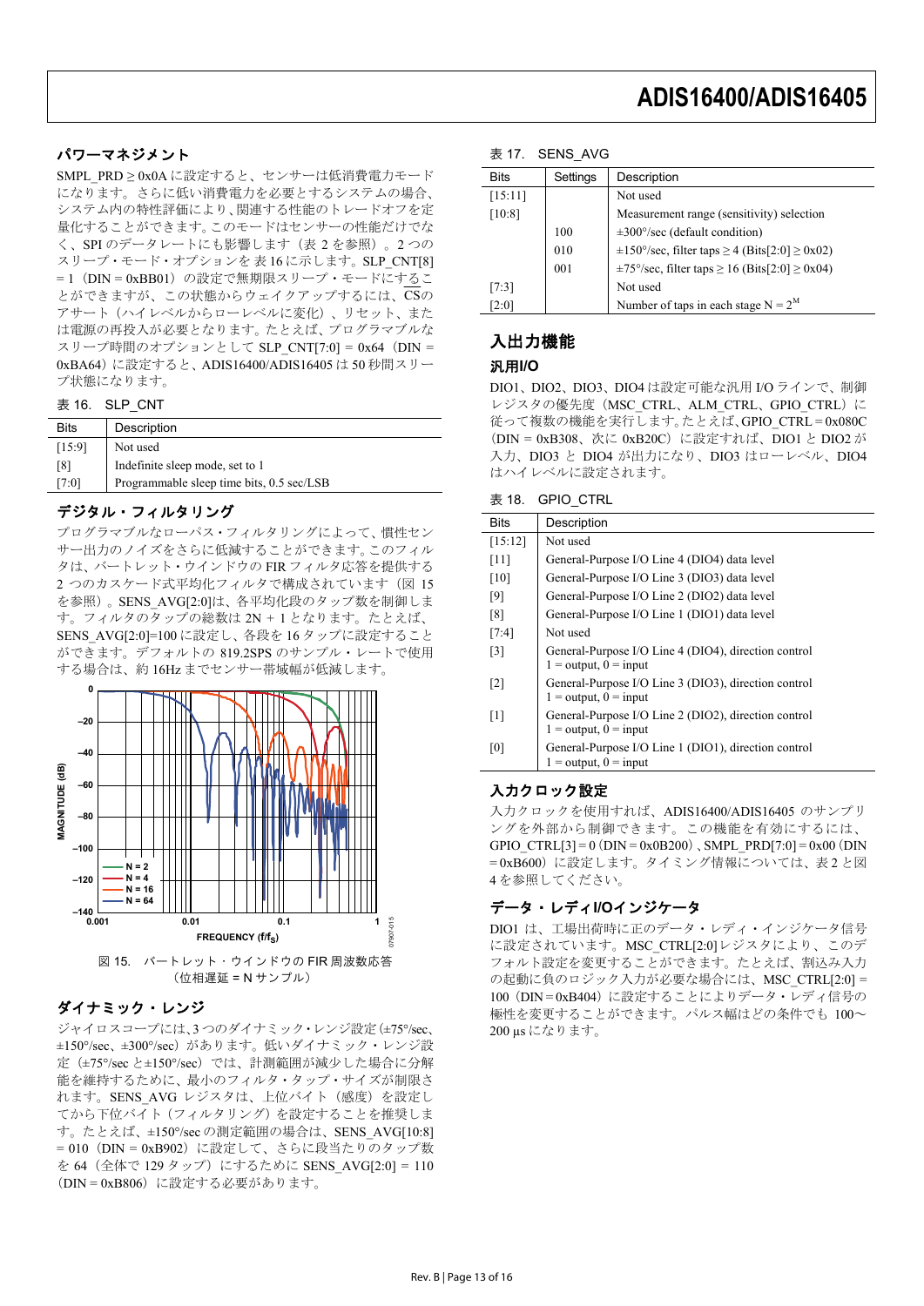## パワーマネジメント

SMPL_PRD ≥ 0x0A に設定すると、センサーは低消費電力モードになります。さらに低い消費電力を必要とするシステムの場合、システム内の特性評価により、関連する性能のトレードオフを定量化することができます。このモードはセンサーの性能だけでなく、SPI のデータレートにも影響します（表 2 を参照）。2 つのスリープ・モード・オプションを表 16 に示します。SLP_CNT[8] = 1（DIN = 0xBB01）の設定で無期限スリープ・モードにすることができますが、この状態からウェイクアップするには、CSのアサート（ハイレベルからローレベルに変化）、リセット、または電源の再投入が必要となります。たとえば、プログラマブルなスリープ時間のオプションとして SLP_CNT[7:0] = 0x64（DIN = 0xBA64）に設定すると、ADIS16400/ADIS16405 は 50 秒間スリープ状態になります。

表 16.　SLP_CNT

| Bits | Description |
|---|---|
| [15:9] | Not used |
| [8] | Indefinite sleep mode, set to 1 |
| [7:0] | Programmable sleep time bits, 0.5 sec/LSB |

## デジタル・フィルタリング

プログラマブルなローパス・フィルタリングによって、慣性センサー出力のノイズをさらに低減することができます。このフィルタは、バートレット・ウインドウの FIR フィルタ応答を提供する 2 つのカスケード式平均化フィルタで構成されています（図 15 を参照）。SENS_AVG[2:0]は、各平均化段のタップ数を制御します。フィルタのタップの総数は 2N + 1 となります。たとえば、SENS_AVG[2:0]=100 に設定し、各段を 16 タップに設定することができます。デフォルトの 819.2SPS のサンプル・レートで使用する場合は、約 16Hz までセンサー帯域幅が低減します。

図 15.　バートレット・ウインドウの FIR 周波数応答（位相遅延 = N サンプル）

## ダイナミック・レンジ

ジャイロスコープには、3 つのダイナミック・レンジ設定（±75°/sec、±150°/sec、±300°/sec）があります。低いダイナミック・レンジ設定（±75°/sec と±150°/sec）では、計測範囲が減少した場合に分解能を維持するために、最小のフィルタ・タップ・サイズが制限されます。SENS_AVG レジスタは、上位バイト（感度）を設定してから下位バイト（フィルタリング）を設定することを推奨します。たとえば、±150°/sec の測定範囲の場合は、SENS_AVG[10:8] = 010（DIN = 0xB902）に設定して、さらに段当たりのタップ数を 64（全体で 129 タップ）にするために SENS_AVG[2:0] = 110（DIN = 0xB806）に設定する必要があります。

表 17.　SENS_AVG

| Bits | Settings | Description |
|---|---|---|
| [15:11] | | Not used |
| [10:8] | | Measurement range (sensitivity) selection |
| | 100 | ±300°/sec (default condition) |
| | 010 | ±150°/sec, filter taps ≥ 4 (Bits[2:0] ≥ 0x02) |
| | 001 | ±75°/sec, filter taps ≥ 16 (Bits[2:0] ≥ 0x04) |
| [7:3] | | Not used |
| [2:0] | | Number of taps in each stage $N = 2^M$ |

## 入出力機能

### 汎用I/O

DIO1、DIO2、DIO3、DIO4 は設定可能な汎用 I/O ラインで、制御レジスタの優先度（MSC_CTRL、ALM_CTRL、GPIO_CTRL）に従って複数の機能を実行します。たとえば、GPIO_CTRL = 0x080C（DIN = 0xB308、次に 0xB20C）に設定すれば、DIO1 と DIO2 が入力、DIO3 と DIO4 が出力になり、DIO3 はローレベル、DIO4 はハイレベルに設定されます。

表 18.　GPIO_CTRL

| Bits | Description |
|---|---|
| [15:12] | Not used |
| [11] | General-Purpose I/O Line 4 (DIO4) data level |
| [10] | General-Purpose I/O Line 3 (DIO3) data level |
| [9] | General-Purpose I/O Line 2 (DIO2) data level |
| [8] | General-Purpose I/O Line 1 (DIO1) data level |
| [7:4] | Not used |
| [3] | General-Purpose I/O Line 4 (DIO4), direction control 1 = output, 0 = input |
| [2] | General-Purpose I/O Line 3 (DIO3), direction control 1 = output, 0 = input |
| [1] | General-Purpose I/O Line 2 (DIO2), direction control 1 = output, 0 = input |
| [0] | General-Purpose I/O Line 1 (DIO1), direction control 1 = output, 0 = input |

### 入力クロック設定

入力クロックを使用すれば、ADIS16400/ADIS16405 のサンプリングを外部から制御できます。この機能を有効にするには、GPIO_CTRL[3] = 0（DIN = 0xB200）、SMPL_PRD[7:0] = 0x00（DIN = 0xB600）に設定します。タイミング情報については、表 2 と図 4 を参照してください。

### データ・レディI/Oインジケータ

DIO1 は、工場出荷時に正のデータ・レディ・インジケータ信号に設定されています。MSC_CTRL[2:0]レジスタにより、このデフォルト設定を変更することができます。たとえば、割込み入力の起動に負のロジック入力が必要な場合には、MSC_CTRL[2:0] = 100（DIN = 0xB404）に設定することによりデータ・レディ信号の極性を変更することができます。パルス幅はどの条件でも 100〜200 µs になります。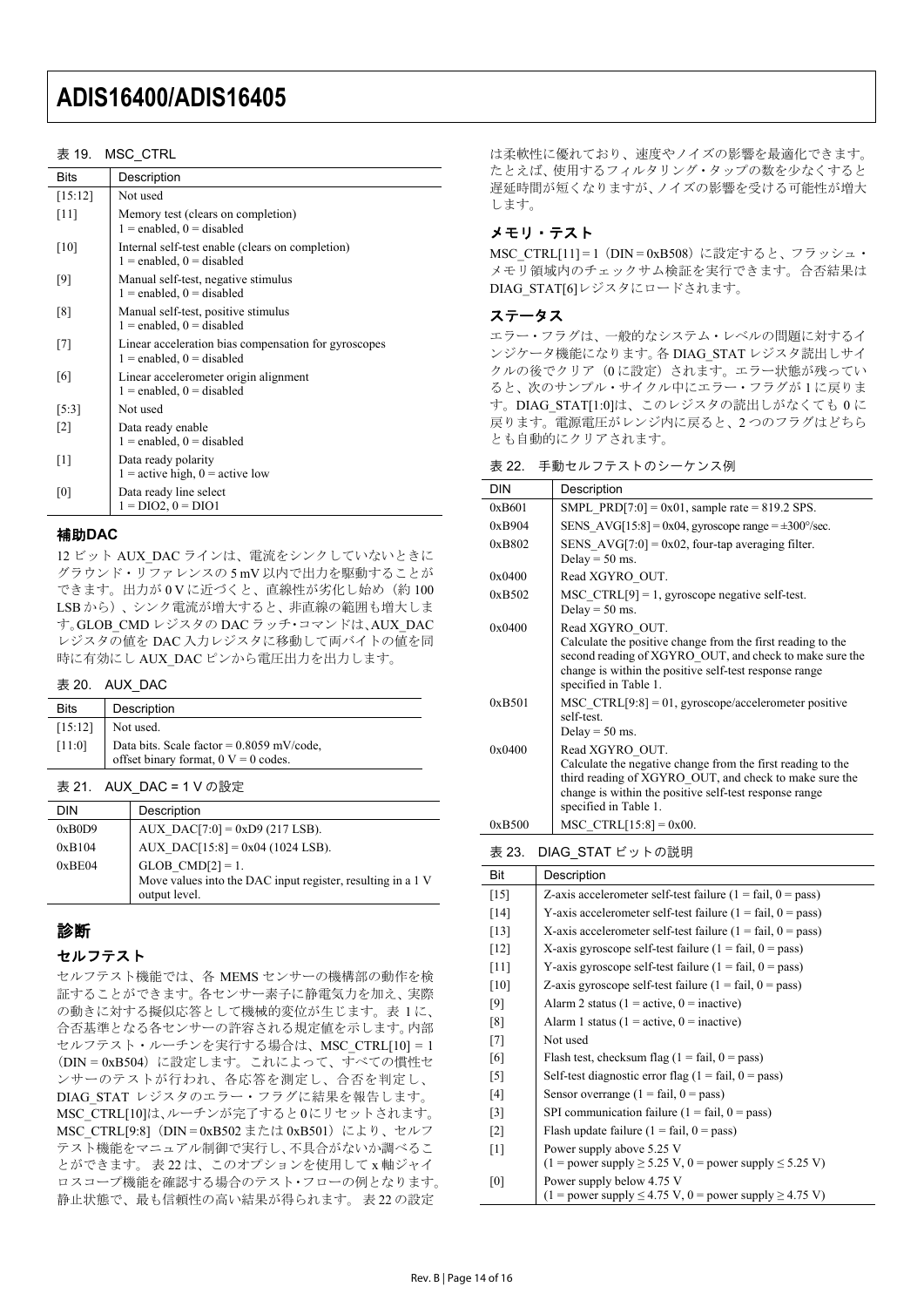表 19. MSC_CTRL

| Bits | Description |
|---|---|
| [15:12] | Not used |
| [11] | Memory test (clears on completion)<br>1 = enabled, 0 = disabled |
| [10] | Internal self-test enable (clears on completion)<br>1 = enabled, 0 = disabled |
| [9] | Manual self-test, negative stimulus<br>1 = enabled, 0 = disabled |
| [8] | Manual self-test, positive stimulus<br>1 = enabled, 0 = disabled |
| [7] | Linear acceleration bias compensation for gyroscopes<br>1 = enabled, 0 = disabled |
| [6] | Linear accelerometer origin alignment<br>1 = enabled, 0 = disabled |
| [5:3] | Not used |
| [2] | Data ready enable<br>1 = enabled, 0 = disabled |
| [1] | Data ready polarity<br>1 = active high, 0 = active low |
| [0] | Data ready line select<br>1 = DIO2, 0 = DIO1 |

## 補助DAC

12 ビット AUX_DAC ラインは、電流をシンクしていないときにグラウンド・リファレンスの 5 mV 以内で出力を駆動することができます。出力が 0 V に近づくと、直線性が劣化し始め（約 100 LSB から）、シンク電流が増大すると、非直線の範囲も増大します。GLOB_CMD レジスタの DAC ラッチ・コマンドは、AUX_DAC レジスタの値を DAC 入力レジスタに移動して両バイトの値を同時に有効にし AUX_DAC ピンから電圧出力を出力します。

表 20. AUX_DAC

| Bits | Description |
|---|---|
| [15:12] | Not used. |
| [11:0] | Data bits. Scale factor = 0.8059 mV/code, offset binary format, 0 V = 0 codes. |

表 21. AUX_DAC = 1 V の設定

| DIN | Description |
|---|---|
| 0xB0D9 | AUX_DAC[7:0] = 0xD9 (217 LSB). |
| 0xB104 | AUX_DAC[15:8] = 0x04 (1024 LSB). |
| 0xBE04 | GLOB_CMD[2] = 1.<br>Move values into the DAC input register, resulting in a 1 V output level. |

# 診断

## セルフテスト

セルフテスト機能では、各 MEMS センサーの機構部の動作を検証することができます。各センサー素子に静電気力を加え、実際の動きに対する擬似応答として機械的変位が生じます。表 1 に、合否基準となる各センサーの許容される規定値を示します。内部セルフテスト・ルーチンを実行する場合は、MSC_CTRL[10] = 1（DIN = 0xB504）に設定します。これによって、すべての慣性センサーのテストが行われ、各応答を測定し、合否を判定し、DIAG_STAT レジスタのエラー・フラグに結果を報告します。MSC_CTRL[10]は、ルーチンが完了すると 0 にリセットされます。MSC_CTRL[9:8]（DIN = 0xB502 または 0xB501）により、セルフテスト機能をマニュアル制御で実行し、不具合がないか調べることができます。表 22 は、このオプションを使用して x 軸ジャイロスコープ機能を確認する場合のテスト・フローの例となります。静止状態で、最も信頼性の高い結果が得られます。表 22 の設定は柔軟性に優れており、速度やノイズの影響を最適化できます。たとえば、使用するフィルタリング・タップの数を少なくすると遅延時間が短くなりますが、ノイズの影響を受ける可能性が増大します。

## メモリ・テスト

MSC_CTRL[11] = 1（DIN = 0xB508）に設定すると、フラッシュ・メモリ領域内のチェックサム検証を実行できます。合否結果は DIAG_STAT[6]レジスタにロードされます。

## ステータス

エラー・フラグは、一般的なシステム・レベルの問題に対するインジケータ機能になります。各 DIAG_STAT レジスタ読出しサイクルの後でクリア（0 に設定）されます。エラー状態が残っていると、次のサンプル・サイクル中にエラー・フラグが 1 に戻ります。DIAG_STAT[1:0]は、このレジスタの読出しがなくても 0 に戻ります。電源電圧がレンジ内に戻ると、2 つのフラグはどちらとも自動的にクリアされます。

表 22. 手動セルフテストのシーケンス例

| DIN | Description |
|---|---|
| 0xB601 | SMPL_PRD[7:0] = 0x01, sample rate = 819.2 SPS. |
| 0xB904 | SENS_AVG[15:8] = 0x04, gyroscope range = ±300°/sec. |
| 0xB802 | SENS_AVG[7:0] = 0x02, four-tap averaging filter.<br>Delay = 50 ms. |
| 0x0400 | Read XGYRO_OUT. |
| 0xB502 | MSC_CTRL[9] = 1, gyroscope negative self-test.<br>Delay = 50 ms. |
| 0x0400 | Read XGYRO_OUT.<br>Calculate the positive change from the first reading to the second reading of XGYRO_OUT, and check to make sure the change is within the positive self-test response range specified in Table 1. |
| 0xB501 | MSC_CTRL[9:8] = 01, gyroscope/accelerometer positive self-test.<br>Delay = 50 ms. |
| 0x0400 | Read XGYRO_OUT.<br>Calculate the negative change from the first reading to the third reading of XGYRO_OUT, and check to make sure the change is within the positive self-test response range specified in Table 1. |
| 0xB500 | MSC_CTRL[15:8] = 0x00. |

表 23. DIAG_STAT ビットの説明

| Bit | Description |
|---|---|
| [15] | Z-axis accelerometer self-test failure (1 = fail, 0 = pass) |
| [14] | Y-axis accelerometer self-test failure (1 = fail, 0 = pass) |
| [13] | X-axis accelerometer self-test failure (1 = fail, 0 = pass) |
| [12] | X-axis gyroscope self-test failure (1 = fail, 0 = pass) |
| [11] | Y-axis gyroscope self-test failure (1 = fail, 0 = pass) |
| [10] | Z-axis gyroscope self-test failure (1 = fail, 0 = pass) |
| [9] | Alarm 2 status (1 = active, 0 = inactive) |
| [8] | Alarm 1 status (1 = active, 0 = inactive) |
| [7] | Not used |
| [6] | Flash test, checksum flag (1 = fail, 0 = pass) |
| [5] | Self-test diagnostic error flag (1 = fail, 0 = pass) |
| [4] | Sensor overrange (1 = fail, 0 = pass) |
| [3] | SPI communication failure (1 = fail, 0 = pass) |
| [2] | Flash update failure (1 = fail, 0 = pass) |
| [1] | Power supply above 5.25 V<br>(1 = power supply ≥ 5.25 V, 0 = power supply ≤ 5.25 V) |
| [0] | Power supply below 4.75 V<br>(1 = power supply ≤ 4.75 V, 0 = power supply ≥ 4.75 V) |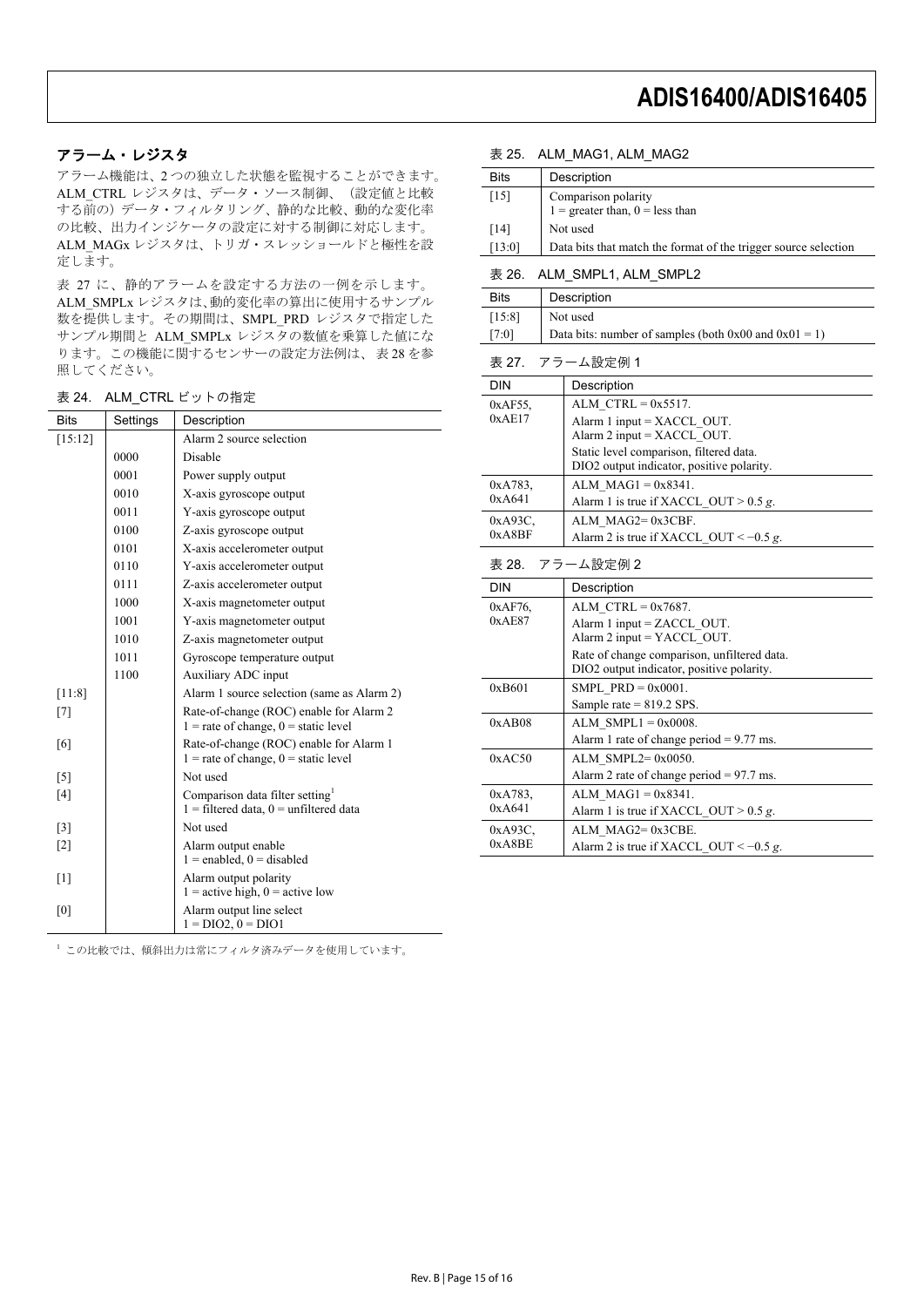## アラーム・レジスタ

アラーム機能は、2 つの独立した状態を監視することができます。ALM_CTRL レジスタは、データ・ソース制御、（設定値と比較する前の）データ・フィルタリング、静的な比較、動的な変化率の比較、出力インジケータの設定に対する制御に対応します。ALM_MAGx レジスタは、トリガ・スレッショールドと極性を設定します。

表 27 に、静的アラームを設定する方法の一例を示します。ALM_SMPLx レジスタは、動的変化率の算出に使用するサンプル数を提供します。その期間は、SMPL_PRD レジスタで指定したサンプル期間と ALM_SMPLx レジスタの数値を乗算した値になります。この機能に関するセンサーの設定方法例は、表 28 を参照してください。

表 24. ALM_CTRL ビットの指定

| Bits | Settings | Description |
|---|---|---|
| [15:12] | | Alarm 2 source selection |
| | 0000 | Disable |
| | 0001 | Power supply output |
| | 0010 | X-axis gyroscope output |
| | 0011 | Y-axis gyroscope output |
| | 0100 | Z-axis gyroscope output |
| | 0101 | X-axis accelerometer output |
| | 0110 | Y-axis accelerometer output |
| | 0111 | Z-axis accelerometer output |
| | 1000 | X-axis magnetometer output |
| | 1001 | Y-axis magnetometer output |
| | 1010 | Z-axis magnetometer output |
| | 1011 | Gyroscope temperature output |
| | 1100 | Auxiliary ADC input |
| [11:8] | | Alarm 1 source selection (same as Alarm 2) |
| [7] | | Rate-of-change (ROC) enable for Alarm 2<br>1 = rate of change, 0 = static level |
| [6] | | Rate-of-change (ROC) enable for Alarm 1<br>1 = rate of change, 0 = static level |
| [5] | | Not used |
| [4] | | Comparison data filter setting[1]<br>1 = filtered data, 0 = unfiltered data |
| [3] | | Not used |
| [2] | | Alarm output enable<br>1 = enabled, 0 = disabled |
| [1] | | Alarm output polarity<br>1 = active high, 0 = active low |
| [0] | | Alarm output line select<br>1 = DIO2, 0 = DIO1 |

[1] この比較では、傾斜出力は常にフィルタ済みデータを使用しています。

表 25. ALM_MAG1, ALM_MAG2

| Bits | Description |
|---|---|
| [15] | Comparison polarity<br>1 = greater than, 0 = less than |
| [14] | Not used |
| [13:0] | Data bits that match the format of the trigger source selection |

表 26. ALM_SMPL1, ALM_SMPL2

| Bits | Description |
|---|---|
| [15:8] | Not used |
| [7:0] | Data bits: number of samples (both 0x00 and 0x01 = 1) |

表 27. アラーム設定例 1

| DIN | Description |
|---|---|
| 0xAF55,<br>0xAE17 | ALM_CTRL = 0x5517.<br>Alarm 1 input = XACCL_OUT.<br>Alarm 2 input = XACCL_OUT.<br>Static level comparison, filtered data.<br>DIO2 output indicator, positive polarity. |
| 0xA783,<br>0xA641 | ALM_MAG1 = 0x8341.<br>Alarm 1 is true if XACCL_OUT > 0.5 *g*. |
| 0xA93C,<br>0xA8BF | ALM_MAG2= 0x3CBF.<br>Alarm 2 is true if XACCL_OUT < −0.5 *g*. |

表 28. アラーム設定例 2

| DIN | Description |
|---|---|
| 0xAF76,<br>0xAE87 | ALM_CTRL = 0x7687.<br>Alarm 1 input = ZACCL_OUT.<br>Alarm 2 input = YACCL_OUT.<br>Rate of change comparison, unfiltered data.<br>DIO2 output indicator, positive polarity. |
| 0xB601 | SMPL_PRD = 0x0001.<br>Sample rate = 819.2 SPS. |
| 0xAB08 | ALM_SMPL1 = 0x0008.<br>Alarm 1 rate of change period = 9.77 ms. |
| 0xAC50 | ALM_SMPL2= 0x0050.<br>Alarm 2 rate of change period = 97.7 ms. |
| 0xA783,<br>0xA641 | ALM_MAG1 = 0x8341.<br>Alarm 1 is true if XACCL_OUT > 0.5 *g*. |
| 0xA93C,<br>0xA8BE | ALM_MAG2= 0x3CBE.<br>Alarm 2 is true if XACCL_OUT < −0.5 *g*. |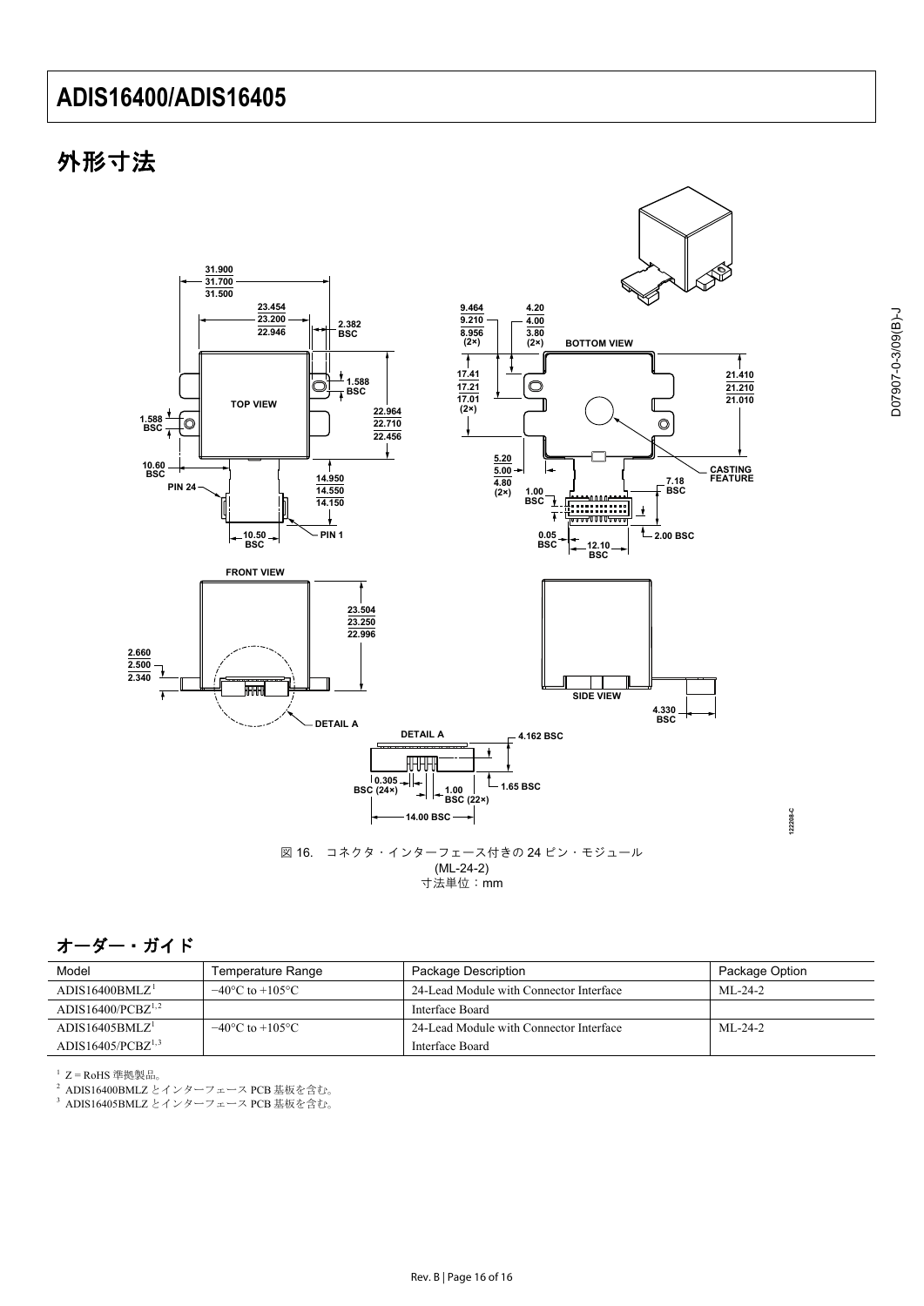## 外形寸法

31.900
31.700
31.500
23.454
23.200
22.946
2.382
BSC
1.588
BSC
TOP VIEW
1.588
BSC
22.964
22.710
22.456
10.60
BSC
PIN 24
14.950
14.550
14.150
10.50
BSC
PIN 1
9.464
9.210
8.956
(2×)
4.20
4.00
3.80
(2×)
BOTTOM VIEW
17.41
17.21
17.01
(2×)
21.410
21.210
21.010
5.20
5.00
4.80
(2×)
CASTING
FEATURE
1.00
BSC
7.18
BSC
0.05
BSC
12.10
BSC
2.00 BSC
FRONT VIEW
23.504
23.250
22.996
2.660
2.500
2.340
DETAIL A
SIDE VIEW
4.330
BSC
DETAIL A
4.162 BSC
0.305
BSC (24×)
1.00
BSC (22×)
1.65 BSC
14.00 BSC
122208-C

図 16. コネクタ・インターフェース付きの 24 ピン・モジュール
(ML-24-2)
寸法単位：mm

## オーダー・ガイド

| Model | Temperature Range | Package Description | Package Option |
|---|---|---|---|
| ADIS16400BMLZ[1] | −40°C to +105°C | 24-Lead Module with Connector Interface | ML-24-2 |
| ADIS16400/PCBZ[1,2] | | Interface Board | |
| ADIS16405BMLZ[1] | −40°C to +105°C | 24-Lead Module with Connector Interface | ML-24-2 |
| ADIS16405/PCBZ[1,3] | | Interface Board | |

[1] Z = RoHS 準拠製品。
[2] ADIS16400BMLZ とインターフェース PCB 基板を含む。
[3] ADIS16405BMLZ とインターフェース PCB 基板を含む。